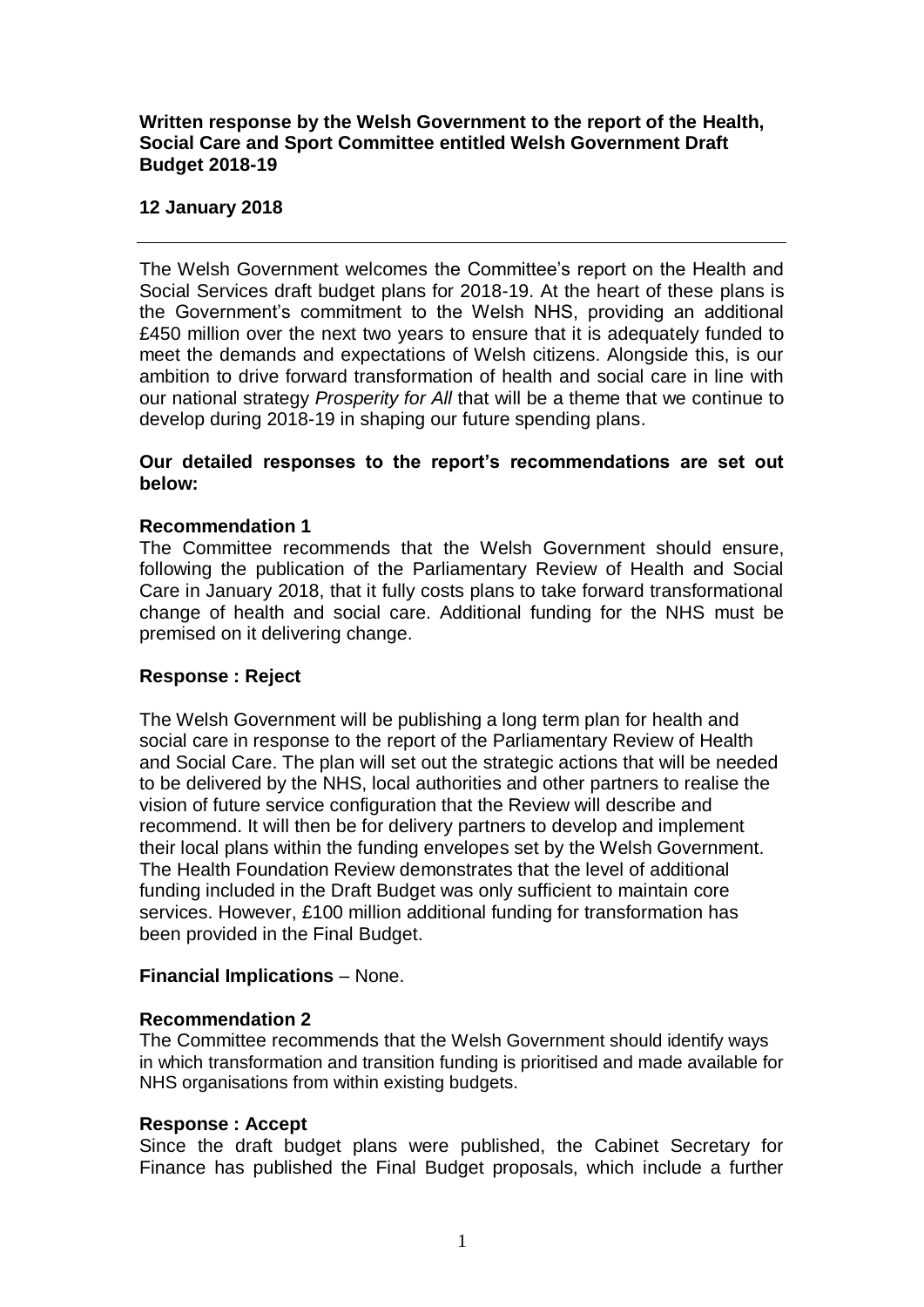**Written response by the Welsh Government to the report of the Health, Social Care and Sport Committee entitled Welsh Government Draft Budget 2018-19**

**12 January 2018**

---

The Welsh Government welcomes the Committee's report on the Health and Social Services draft budget plans for 2018-19. At the heart of these plans is the Government's commitment to the Welsh NHS, providing an additional £450 million over the next two years to ensure that it is adequately funded to meet the demands and expectations of Welsh citizens. Alongside this, is our ambition to drive forward transformation of health and social care in line with our national strategy *Prosperity for All* that will be a theme that we continue to develop during 2018-19 in shaping our future spending plans.

**Our detailed responses to the report's recommendations are set out below:**

**Recommendation 1**

The Committee recommends that the Welsh Government should ensure, following the publication of the Parliamentary Review of Health and Social Care in January 2018, that it fully costs plans to take forward transformational change of health and social care. Additional funding for the NHS must be premised on it delivering change.

**Response : Reject**

The Welsh Government will be publishing a long term plan for health and social care in response to the report of the Parliamentary Review of Health and Social Care. The plan will set out the strategic actions that will be needed to be delivered by the NHS, local authorities and other partners to realise the vision of future service configuration that the Review will describe and recommend. It will then be for delivery partners to develop and implement their local plans within the funding envelopes set by the Welsh Government. The Health Foundation Review demonstrates that the level of additional funding included in the Draft Budget was only sufficient to maintain core services. However, £100 million additional funding for transformation has been provided in the Final Budget.

**Financial Implications** – None.

**Recommendation 2**

The Committee recommends that the Welsh Government should identify ways in which transformation and transition funding is prioritised and made available for NHS organisations from within existing budgets.

**Response : Accept**

Since the draft budget plans were published, the Cabinet Secretary for Finance has published the Final Budget proposals, which include a further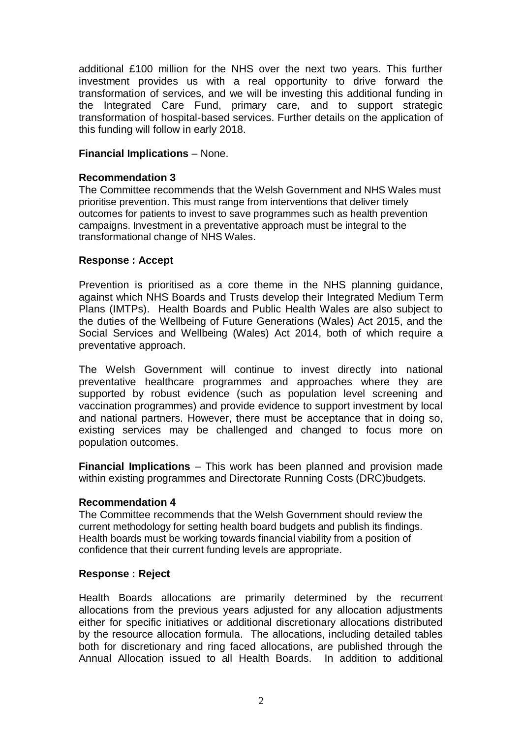additional £100 million for the NHS over the next two years. This further investment provides us with a real opportunity to drive forward the transformation of services, and we will be investing this additional funding in the Integrated Care Fund, primary care, and to support strategic transformation of hospital-based services. Further details on the application of this funding will follow in early 2018.

**Financial Implications** – None.

**Recommendation 3**
The Committee recommends that the Welsh Government and NHS Wales must prioritise prevention. This must range from interventions that deliver timely outcomes for patients to invest to save programmes such as health prevention campaigns. Investment in a preventative approach must be integral to the transformational change of NHS Wales.

**Response : Accept**

Prevention is prioritised as a core theme in the NHS planning guidance, against which NHS Boards and Trusts develop their Integrated Medium Term Plans (IMTPs). Health Boards and Public Health Wales are also subject to the duties of the Wellbeing of Future Generations (Wales) Act 2015, and the Social Services and Wellbeing (Wales) Act 2014, both of which require a preventative approach.

The Welsh Government will continue to invest directly into national preventative healthcare programmes and approaches where they are supported by robust evidence (such as population level screening and vaccination programmes) and provide evidence to support investment by local and national partners. However, there must be acceptance that in doing so, existing services may be challenged and changed to focus more on population outcomes.

**Financial Implications** – This work has been planned and provision made within existing programmes and Directorate Running Costs (DRC)budgets.

**Recommendation 4**
The Committee recommends that the Welsh Government should review the current methodology for setting health board budgets and publish its findings. Health boards must be working towards financial viability from a position of confidence that their current funding levels are appropriate.

**Response : Reject**

Health Boards allocations are primarily determined by the recurrent allocations from the previous years adjusted for any allocation adjustments either for specific initiatives or additional discretionary allocations distributed by the resource allocation formula. The allocations, including detailed tables both for discretionary and ring faced allocations, are published through the Annual Allocation issued to all Health Boards. In addition to additional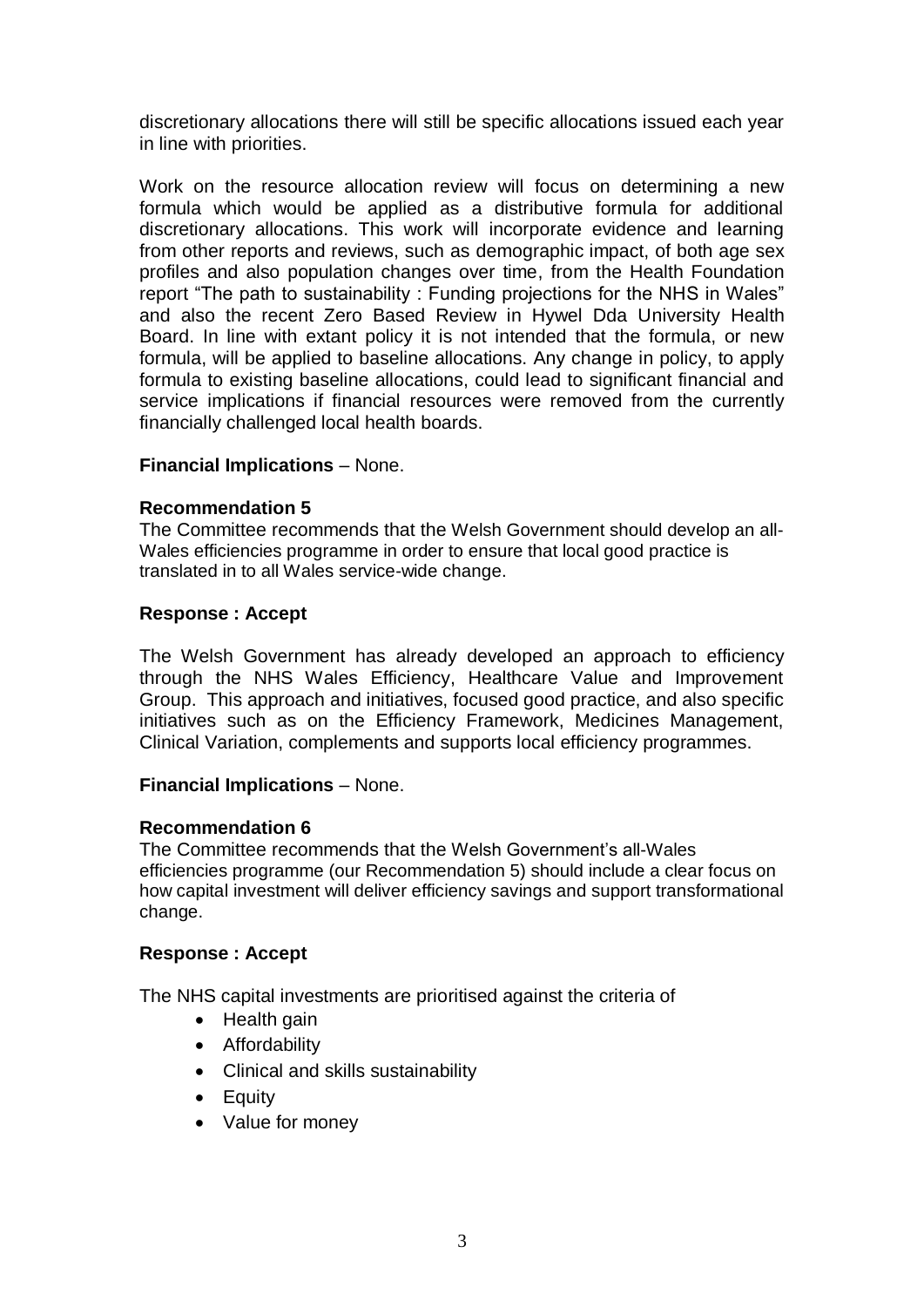discretionary allocations there will still be specific allocations issued each year in line with priorities.

Work on the resource allocation review will focus on determining a new formula which would be applied as a distributive formula for additional discretionary allocations. This work will incorporate evidence and learning from other reports and reviews, such as demographic impact, of both age sex profiles and also population changes over time, from the Health Foundation report "The path to sustainability : Funding projections for the NHS in Wales" and also the recent Zero Based Review in Hywel Dda University Health Board. In line with extant policy it is not intended that the formula, or new formula, will be applied to baseline allocations. Any change in policy, to apply formula to existing baseline allocations, could lead to significant financial and service implications if financial resources were removed from the currently financially challenged local health boards.

**Financial Implications** – None.

**Recommendation 5**

The Committee recommends that the Welsh Government should develop an all-Wales efficiencies programme in order to ensure that local good practice is translated in to all Wales service-wide change.

**Response : Accept**

The Welsh Government has already developed an approach to efficiency through the NHS Wales Efficiency, Healthcare Value and Improvement Group. This approach and initiatives, focused good practice, and also specific initiatives such as on the Efficiency Framework, Medicines Management, Clinical Variation, complements and supports local efficiency programmes.

**Financial Implications** – None.

**Recommendation 6**

The Committee recommends that the Welsh Government's all-Wales efficiencies programme (our Recommendation 5) should include a clear focus on how capital investment will deliver efficiency savings and support transformational change.

**Response : Accept**

The NHS capital investments are prioritised against the criteria of

- Health gain
- Affordability
- Clinical and skills sustainability
- Equity
- Value for money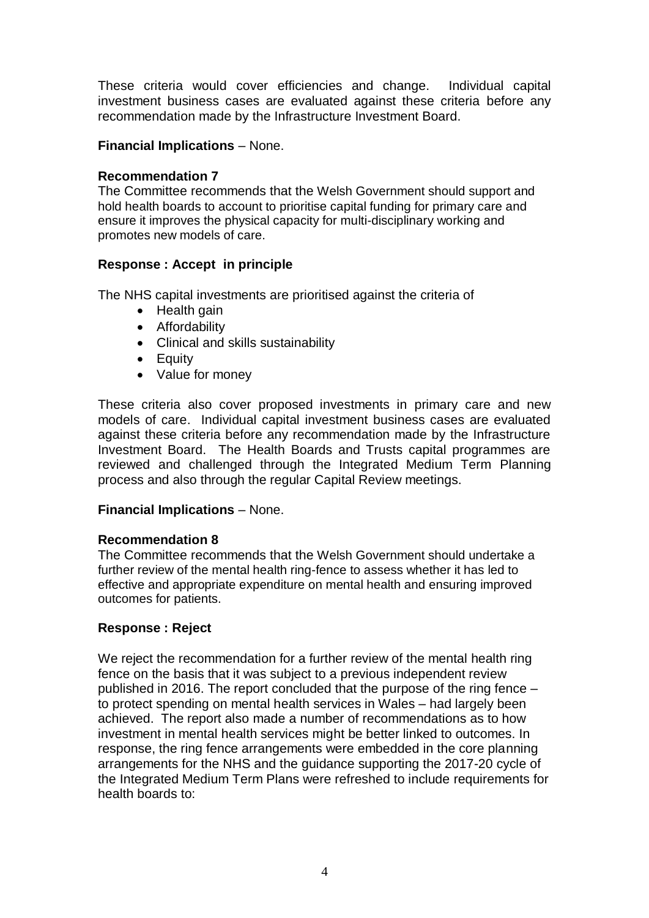These criteria would cover efficiencies and change. Individual capital investment business cases are evaluated against these criteria before any recommendation made by the Infrastructure Investment Board.

**Financial Implications** – None.

**Recommendation 7**

The Committee recommends that the Welsh Government should support and hold health boards to account to prioritise capital funding for primary care and ensure it improves the physical capacity for multi-disciplinary working and promotes new models of care.

**Response : Accept in principle**

The NHS capital investments are prioritised against the criteria of

- Health gain
- Affordability
- Clinical and skills sustainability
- Equity
- Value for money

These criteria also cover proposed investments in primary care and new models of care. Individual capital investment business cases are evaluated against these criteria before any recommendation made by the Infrastructure Investment Board. The Health Boards and Trusts capital programmes are reviewed and challenged through the Integrated Medium Term Planning process and also through the regular Capital Review meetings.

**Financial Implications** – None.

**Recommendation 8**

The Committee recommends that the Welsh Government should undertake a further review of the mental health ring-fence to assess whether it has led to effective and appropriate expenditure on mental health and ensuring improved outcomes for patients.

**Response : Reject**

We reject the recommendation for a further review of the mental health ring fence on the basis that it was subject to a previous independent review published in 2016. The report concluded that the purpose of the ring fence – to protect spending on mental health services in Wales – had largely been achieved. The report also made a number of recommendations as to how investment in mental health services might be better linked to outcomes. In response, the ring fence arrangements were embedded in the core planning arrangements for the NHS and the guidance supporting the 2017-20 cycle of the Integrated Medium Term Plans were refreshed to include requirements for health boards to: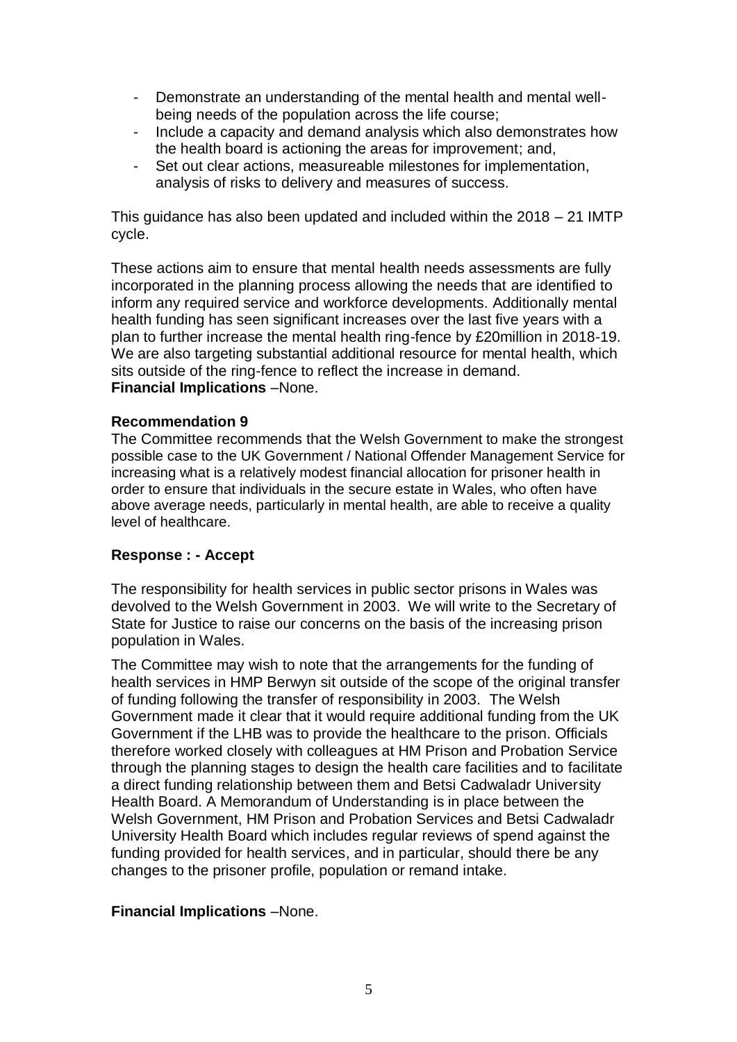- Demonstrate an understanding of the mental health and mental well-being needs of the population across the life course;
- Include a capacity and demand analysis which also demonstrates how the health board is actioning the areas for improvement; and,
- Set out clear actions, measureable milestones for implementation, analysis of risks to delivery and measures of success.

This guidance has also been updated and included within the 2018 – 21 IMTP cycle.

These actions aim to ensure that mental health needs assessments are fully incorporated in the planning process allowing the needs that are identified to inform any required service and workforce developments. Additionally mental health funding has seen significant increases over the last five years with a plan to further increase the mental health ring-fence by £20million in 2018-19. We are also targeting substantial additional resource for mental health, which sits outside of the ring-fence to reflect the increase in demand.
**Financial Implications** –None.

**Recommendation 9**
The Committee recommends that the Welsh Government to make the strongest possible case to the UK Government / National Offender Management Service for increasing what is a relatively modest financial allocation for prisoner health in order to ensure that individuals in the secure estate in Wales, who often have above average needs, particularly in mental health, are able to receive a quality level of healthcare.

**Response : - Accept**

The responsibility for health services in public sector prisons in Wales was devolved to the Welsh Government in 2003. We will write to the Secretary of State for Justice to raise our concerns on the basis of the increasing prison population in Wales.

The Committee may wish to note that the arrangements for the funding of health services in HMP Berwyn sit outside of the scope of the original transfer of funding following the transfer of responsibility in 2003. The Welsh Government made it clear that it would require additional funding from the UK Government if the LHB was to provide the healthcare to the prison. Officials therefore worked closely with colleagues at HM Prison and Probation Service through the planning stages to design the health care facilities and to facilitate a direct funding relationship between them and Betsi Cadwaladr University Health Board. A Memorandum of Understanding is in place between the Welsh Government, HM Prison and Probation Services and Betsi Cadwaladr University Health Board which includes regular reviews of spend against the funding provided for health services, and in particular, should there be any changes to the prisoner profile, population or remand intake.

**Financial Implications** –None.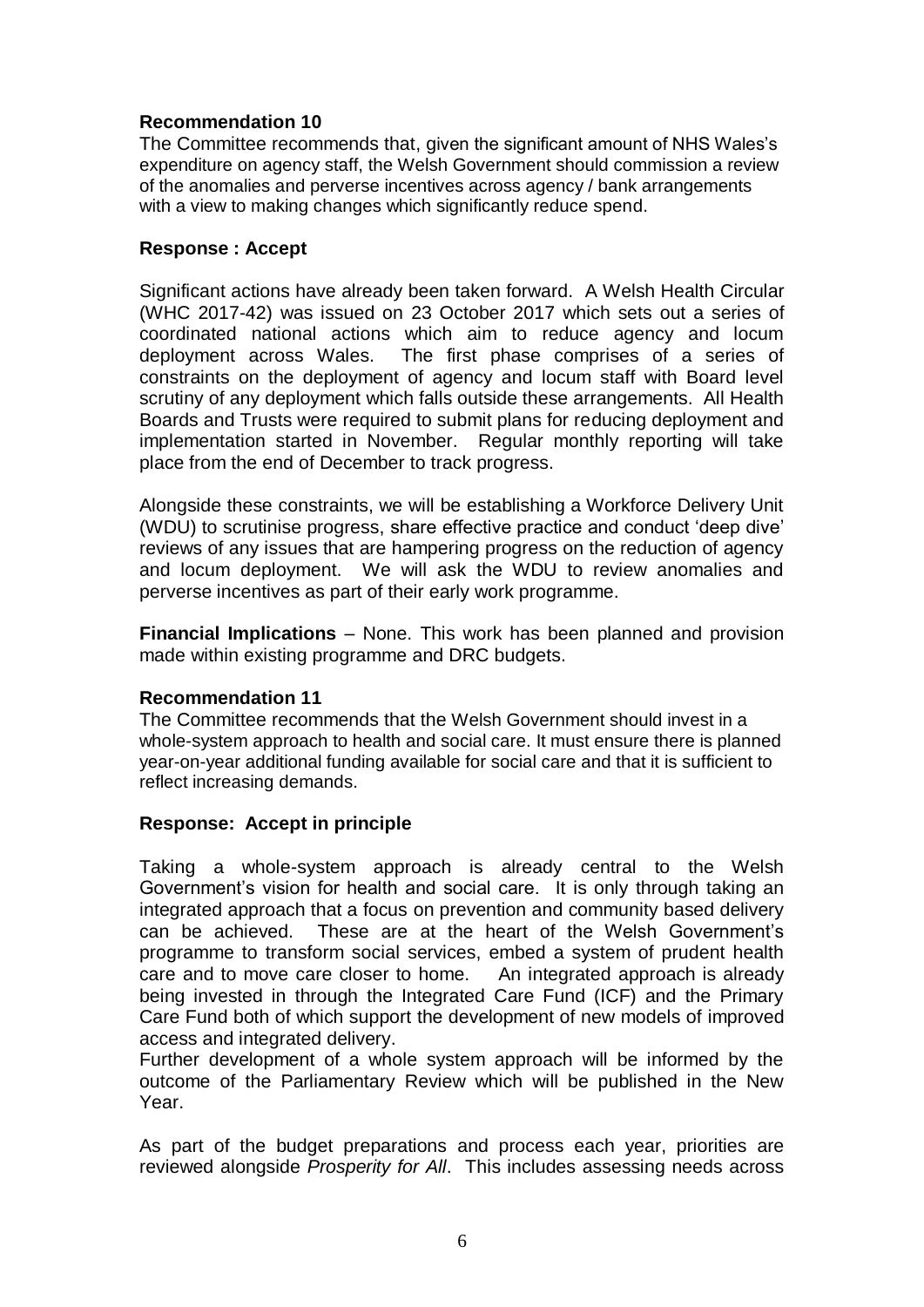**Recommendation 10**

The Committee recommends that, given the significant amount of NHS Wales's expenditure on agency staff, the Welsh Government should commission a review of the anomalies and perverse incentives across agency / bank arrangements with a view to making changes which significantly reduce spend.

**Response : Accept**

Significant actions have already been taken forward. A Welsh Health Circular (WHC 2017-42) was issued on 23 October 2017 which sets out a series of coordinated national actions which aim to reduce agency and locum deployment across Wales. The first phase comprises of a series of constraints on the deployment of agency and locum staff with Board level scrutiny of any deployment which falls outside these arrangements. All Health Boards and Trusts were required to submit plans for reducing deployment and implementation started in November. Regular monthly reporting will take place from the end of December to track progress.

Alongside these constraints, we will be establishing a Workforce Delivery Unit (WDU) to scrutinise progress, share effective practice and conduct 'deep dive' reviews of any issues that are hampering progress on the reduction of agency and locum deployment. We will ask the WDU to review anomalies and perverse incentives as part of their early work programme.

**Financial Implications** – None. This work has been planned and provision made within existing programme and DRC budgets.

**Recommendation 11**

The Committee recommends that the Welsh Government should invest in a whole-system approach to health and social care. It must ensure there is planned year-on-year additional funding available for social care and that it is sufficient to reflect increasing demands.

**Response: Accept in principle**

Taking a whole-system approach is already central to the Welsh Government's vision for health and social care. It is only through taking an integrated approach that a focus on prevention and community based delivery can be achieved. These are at the heart of the Welsh Government's programme to transform social services, embed a system of prudent health care and to move care closer to home. An integrated approach is already being invested in through the Integrated Care Fund (ICF) and the Primary Care Fund both of which support the development of new models of improved access and integrated delivery.
Further development of a whole system approach will be informed by the outcome of the Parliamentary Review which will be published in the New Year.

As part of the budget preparations and process each year, priorities are reviewed alongside *Prosperity for All*. This includes assessing needs across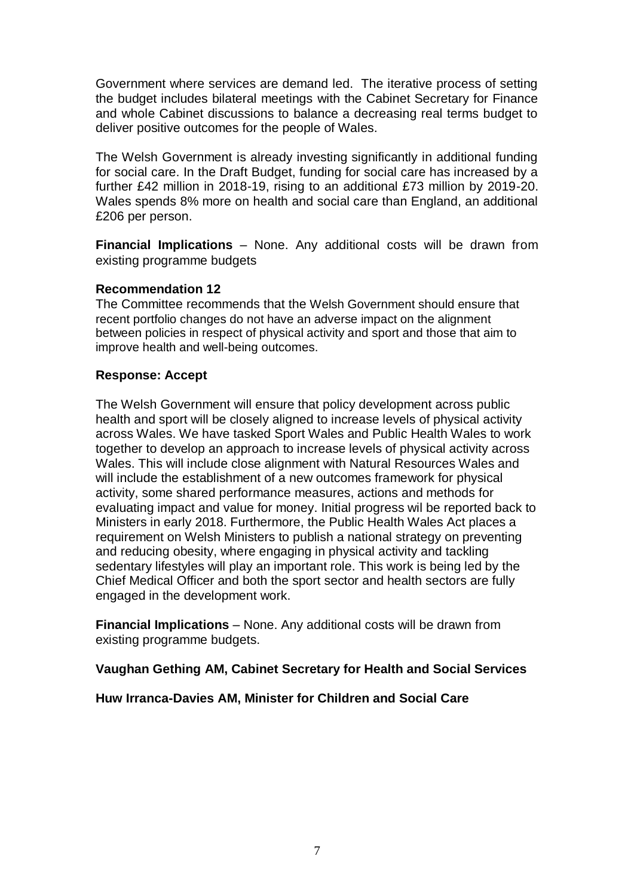Government where services are demand led. The iterative process of setting the budget includes bilateral meetings with the Cabinet Secretary for Finance and whole Cabinet discussions to balance a decreasing real terms budget to deliver positive outcomes for the people of Wales.

The Welsh Government is already investing significantly in additional funding for social care. In the Draft Budget, funding for social care has increased by a further £42 million in 2018-19, rising to an additional £73 million by 2019-20. Wales spends 8% more on health and social care than England, an additional £206 per person.

**Financial Implications** – None. Any additional costs will be drawn from existing programme budgets

**Recommendation 12**
The Committee recommends that the Welsh Government should ensure that recent portfolio changes do not have an adverse impact on the alignment between policies in respect of physical activity and sport and those that aim to improve health and well-being outcomes.

**Response: Accept**

The Welsh Government will ensure that policy development across public health and sport will be closely aligned to increase levels of physical activity across Wales. We have tasked Sport Wales and Public Health Wales to work together to develop an approach to increase levels of physical activity across Wales. This will include close alignment with Natural Resources Wales and will include the establishment of a new outcomes framework for physical activity, some shared performance measures, actions and methods for evaluating impact and value for money. Initial progress wil be reported back to Ministers in early 2018. Furthermore, the Public Health Wales Act places a requirement on Welsh Ministers to publish a national strategy on preventing and reducing obesity, where engaging in physical activity and tackling sedentary lifestyles will play an important role. This work is being led by the Chief Medical Officer and both the sport sector and health sectors are fully engaged in the development work.

**Financial Implications** – None. Any additional costs will be drawn from existing programme budgets.

**Vaughan Gething AM, Cabinet Secretary for Health and Social Services**

**Huw Irranca-Davies AM, Minister for Children and Social Care**